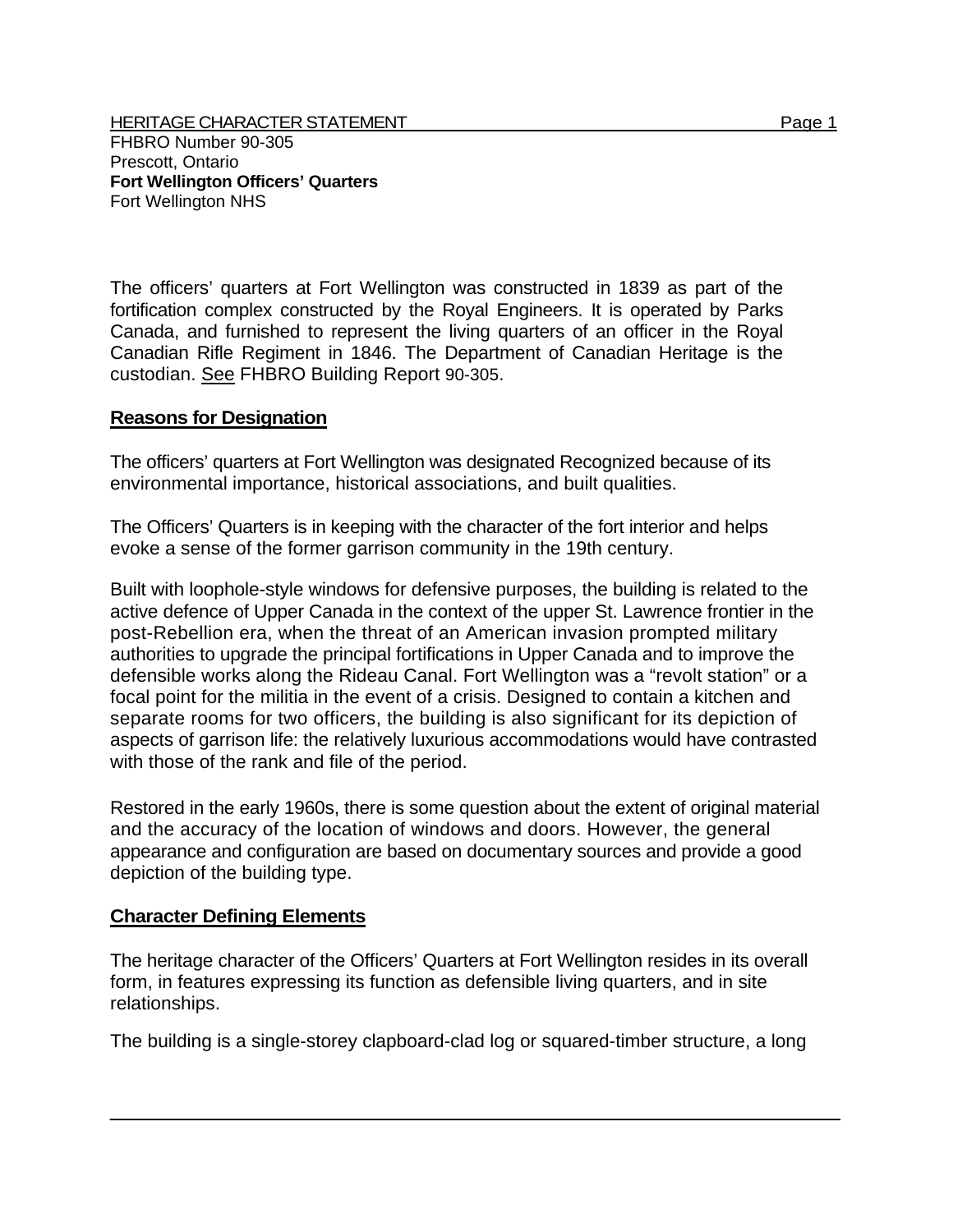FHBRO Number 90-305
Prescott, Ontario
**Fort Wellington Officers' Quarters**
Fort Wellington NHS

The officers' quarters at Fort Wellington was constructed in 1839 as part of the fortification complex constructed by the Royal Engineers. It is operated by Parks Canada, and furnished to represent the living quarters of an officer in the Royal Canadian Rifle Regiment in 1846. The Department of Canadian Heritage is the custodian. See FHBRO Building Report 90-305.

## Reasons for Designation

The officers' quarters at Fort Wellington was designated Recognized because of its environmental importance, historical associations, and built qualities.

The Officers' Quarters is in keeping with the character of the fort interior and helps evoke a sense of the former garrison community in the 19th century.

Built with loophole-style windows for defensive purposes, the building is related to the active defence of Upper Canada in the context of the upper St. Lawrence frontier in the post-Rebellion era, when the threat of an American invasion prompted military authorities to upgrade the principal fortifications in Upper Canada and to improve the defensible works along the Rideau Canal. Fort Wellington was a "revolt station" or a focal point for the militia in the event of a crisis. Designed to contain a kitchen and separate rooms for two officers, the building is also significant for its depiction of aspects of garrison life: the relatively luxurious accommodations would have contrasted with those of the rank and file of the period.

Restored in the early 1960s, there is some question about the extent of original material and the accuracy of the location of windows and doors. However, the general appearance and configuration are based on documentary sources and provide a good depiction of the building type.

## Character Defining Elements

The heritage character of the Officers' Quarters at Fort Wellington resides in its overall form, in features expressing its function as defensible living quarters, and in site relationships.

The building is a single-storey clapboard-clad log or squared-timber structure, a long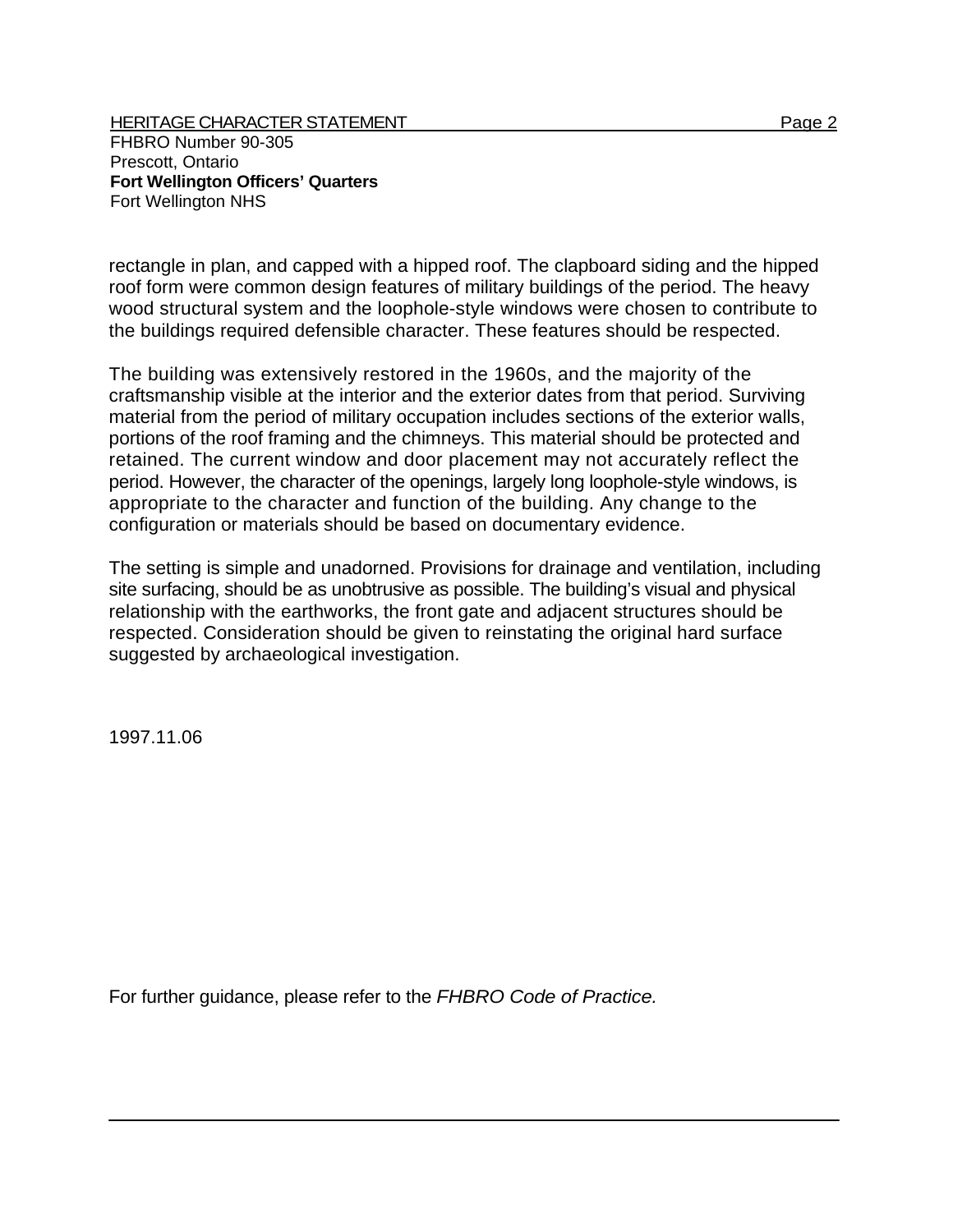rectangle in plan, and capped with a hipped roof. The clapboard siding and the hipped roof form were common design features of military buildings of the period. The heavy wood structural system and the loophole-style windows were chosen to contribute to the buildings required defensible character. These features should be respected.

The building was extensively restored in the 1960s, and the majority of the craftsmanship visible at the interior and the exterior dates from that period. Surviving material from the period of military occupation includes sections of the exterior walls, portions of the roof framing and the chimneys. This material should be protected and retained. The current window and door placement may not accurately reflect the period. However, the character of the openings, largely long loophole-style windows, is appropriate to the character and function of the building. Any change to the configuration or materials should be based on documentary evidence.

The setting is simple and unadorned. Provisions for drainage and ventilation, including site surfacing, should be as unobtrusive as possible. The building's visual and physical relationship with the earthworks, the front gate and adjacent structures should be respected. Consideration should be given to reinstating the original hard surface suggested by archaeological investigation.

1997.11.06

For further guidance, please refer to the *FHBRO Code of Practice.*